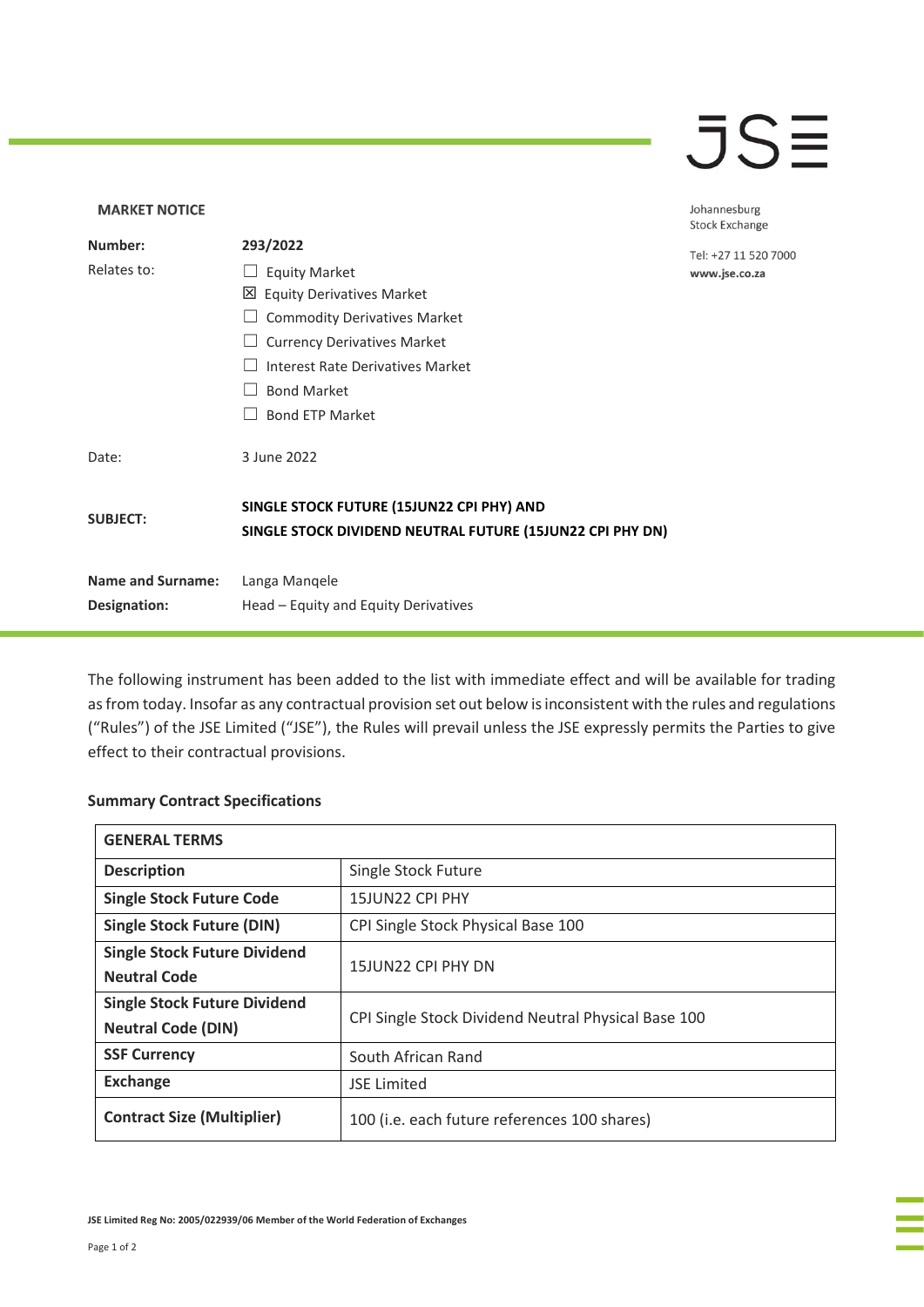JSE

**MARKET NOTICE**

Johannesburg Stock Exchange

Tel: +27 11 520 7000
www.jse.co.za

| | |
|---|---|
| **Number:** | **293/2022** |
| Relates to: | ☐ Equity Market<br>☒ Equity Derivatives Market<br>☐ Commodity Derivatives Market<br>☐ Currency Derivatives Market<br>☐ Interest Rate Derivatives Market<br>☐ Bond Market<br>☐ Bond ETP Market |
| Date: | 3 June 2022 |
| **SUBJECT:** | **SINGLE STOCK FUTURE (15JUN22 CPI PHY) AND SINGLE STOCK DIVIDEND NEUTRAL FUTURE (15JUN22 CPI PHY DN)** |
| **Name and Surname:** | Langa Manqele |
| **Designation:** | Head – Equity and Equity Derivatives |

The following instrument has been added to the list with immediate effect and will be available for trading as from today. Insofar as any contractual provision set out below is inconsistent with the rules and regulations ("Rules") of the JSE Limited ("JSE"), the Rules will prevail unless the JSE expressly permits the Parties to give effect to their contractual provisions.

**Summary Contract Specifications**

| **GENERAL TERMS** | |
|---|---|
| **Description** | Single Stock Future |
| **Single Stock Future Code** | 15JUN22 CPI PHY |
| **Single Stock Future (DIN)** | CPI Single Stock Physical Base 100 |
| **Single Stock Future Dividend Neutral Code** | 15JUN22 CPI PHY DN |
| **Single Stock Future Dividend Neutral Code (DIN)** | CPI Single Stock Dividend Neutral Physical Base 100 |
| **SSF Currency** | South African Rand |
| **Exchange** | JSE Limited |
| **Contract Size (Multiplier)** | 100 (i.e. each future references 100 shares) |

**JSE Limited Reg No: 2005/022939/06 Member of the World Federation of Exchanges**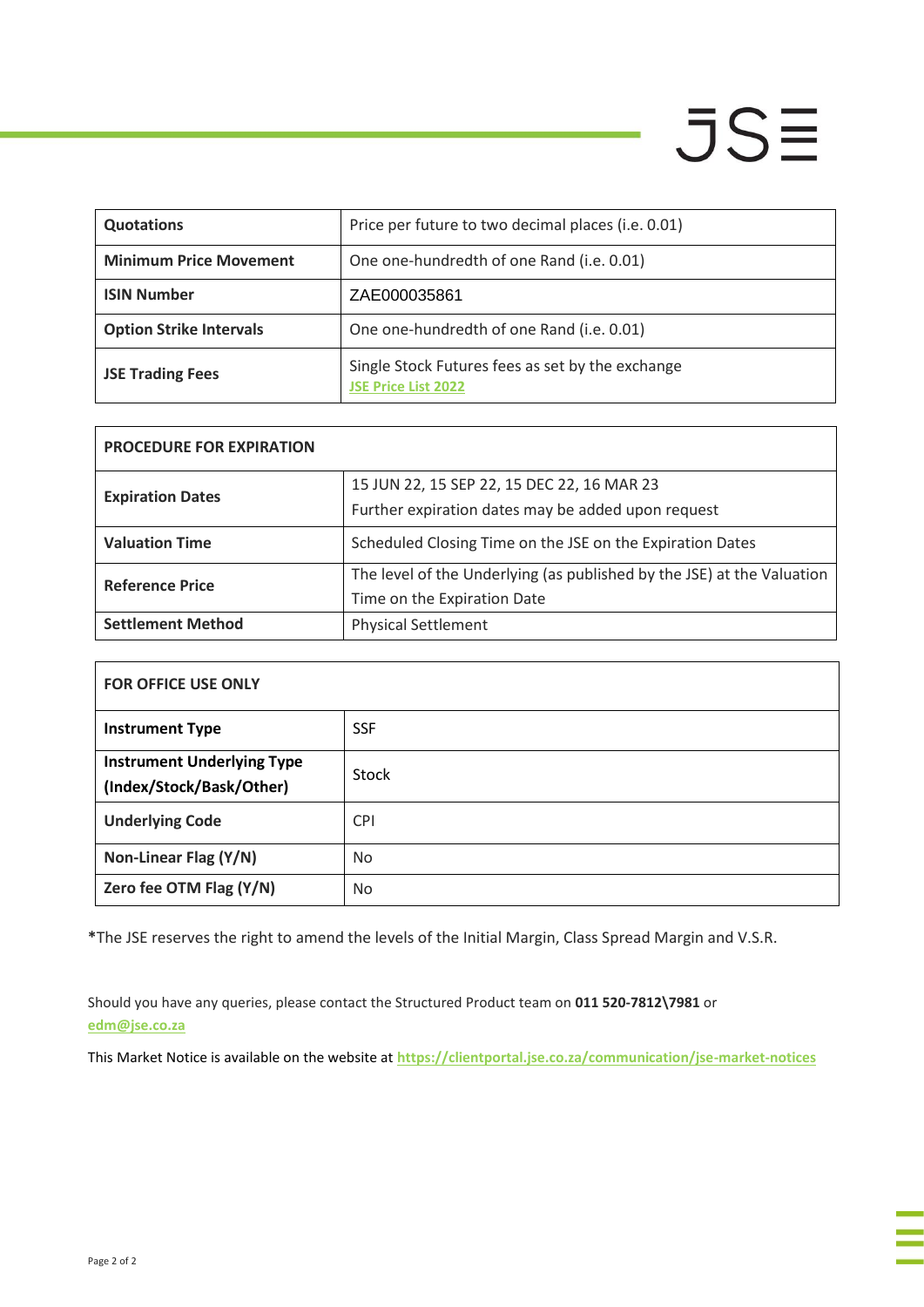| | |
|---|---|
| **Quotations** | Price per future to two decimal places (i.e. 0.01) |
| **Minimum Price Movement** | One one-hundredth of one Rand (i.e. 0.01) |
| **ISIN Number** | ZAE000035861 |
| **Option Strike Intervals** | One one-hundredth of one Rand (i.e. 0.01) |
| **JSE Trading Fees** | Single Stock Futures fees as set by the exchange<br>JSE Price List 2022 |

| **PROCEDURE FOR EXPIRATION** | |
|---|---|
| **Expiration Dates** | 15 JUN 22, 15 SEP 22, 15 DEC 22, 16 MAR 23<br>Further expiration dates may be added upon request |
| **Valuation Time** | Scheduled Closing Time on the JSE on the Expiration Dates |
| **Reference Price** | The level of the Underlying (as published by the JSE) at the Valuation Time on the Expiration Date |
| **Settlement Method** | Physical Settlement |

| **FOR OFFICE USE ONLY** | |
|---|---|
| **Instrument Type** | SSF |
| **Instrument Underlying Type (Index/Stock/Bask/Other)** | Stock |
| **Underlying Code** | CPI |
| **Non-Linear Flag (Y/N)** | No |
| **Zero fee OTM Flag (Y/N)** | No |

**\***The JSE reserves the right to amend the levels of the Initial Margin, Class Spread Margin and V.S.R.

Should you have any queries, please contact the Structured Product team on **011 520-7812\7981** or **edm@jse.co.za**

This Market Notice is available on the website at **https://clientportal.jse.co.za/communication/jse-market-notices**